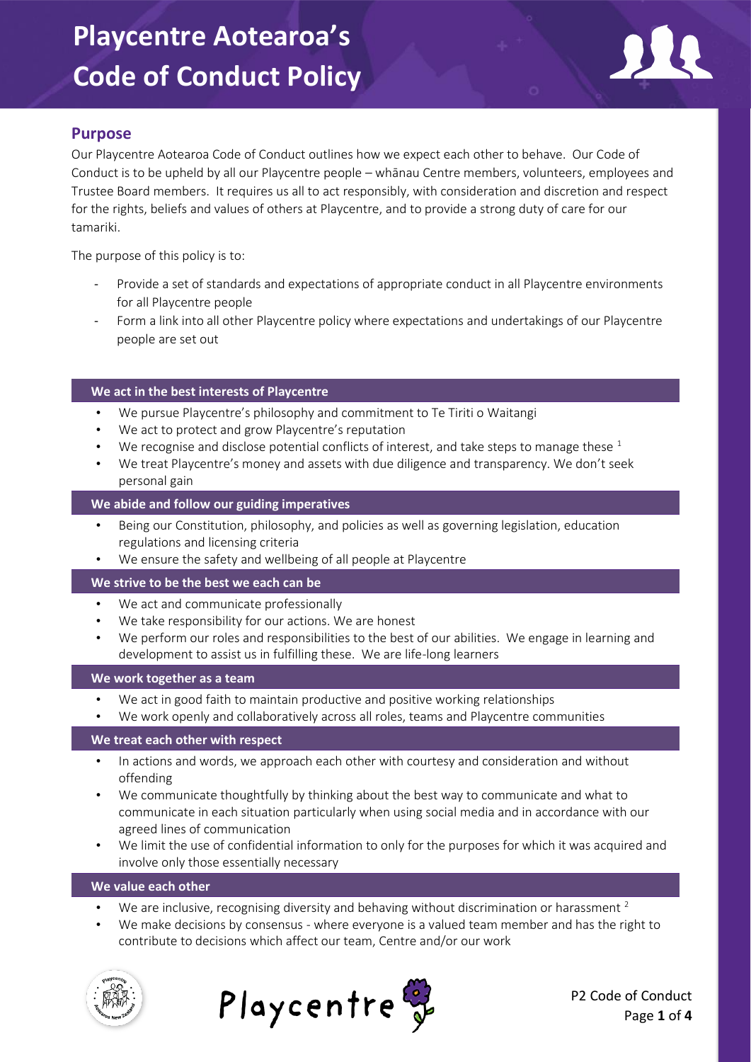# Playcentre Aotearoa's Code of Conduct Policy

## Purpose

Our Playcentre Aotearoa Code of Conduct outlines how we expect each other to behave. Our Code of Conduct is to be upheld by all our Playcentre people – whānau Centre members, volunteers, employees and Trustee Board members. It requires us all to act responsibly, with consideration and discretion and respect for the rights, beliefs and values of others at Playcentre, and to provide a strong duty of care for our tamariki.

The purpose of this policy is to:

- Provide a set of standards and expectations of appropriate conduct in all Playcentre environments for all Playcentre people
- Form a link into all other Playcentre policy where expectations and undertakings of our Playcentre people are set out

### We act in the best interests of Playcentre

- We pursue Playcentre's philosophy and commitment to Te Tiriti o Waitangi
- We act to protect and grow Playcentre's reputation
- We recognise and disclose potential conflicts of interest, and take steps to manage these [1]
- We treat Playcentre's money and assets with due diligence and transparency. We don't seek personal gain

### We abide and follow our guiding imperatives

- Being our Constitution, philosophy, and policies as well as governing legislation, education regulations and licensing criteria
- We ensure the safety and wellbeing of all people at Playcentre

### We strive to be the best we each can be

- We act and communicate professionally
- We take responsibility for our actions. We are honest
- We perform our roles and responsibilities to the best of our abilities. We engage in learning and development to assist us in fulfilling these. We are life-long learners

### We work together as a team

- We act in good faith to maintain productive and positive working relationships
- We work openly and collaboratively across all roles, teams and Playcentre communities

### We treat each other with respect

- In actions and words, we approach each other with courtesy and consideration and without offending
- We communicate thoughtfully by thinking about the best way to communicate and what to communicate in each situation particularly when using social media and in accordance with our agreed lines of communication
- We limit the use of confidential information to only for the purposes for which it was acquired and involve only those essentially necessary

### We value each other

- We are inclusive, recognising diversity and behaving without discrimination or harassment [2]
- We make decisions by consensus - where everyone is a valued team member and has the right to contribute to decisions which affect our team, Centre and/or our work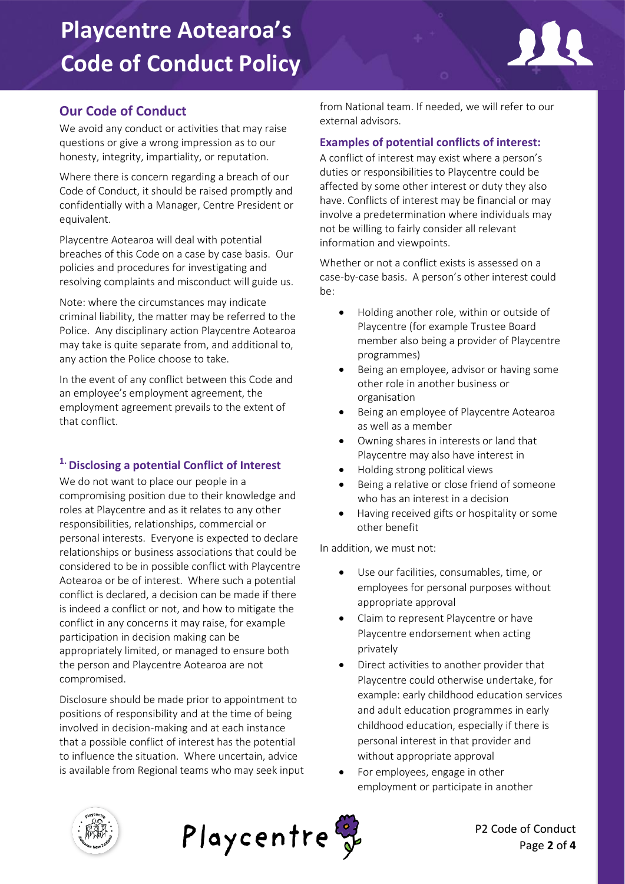# Playcentre Aotearoa's Code of Conduct Policy

## Our Code of Conduct

We avoid any conduct or activities that may raise questions or give a wrong impression as to our honesty, integrity, impartiality, or reputation.

Where there is concern regarding a breach of our Code of Conduct, it should be raised promptly and confidentially with a Manager, Centre President or equivalent.

Playcentre Aotearoa will deal with potential breaches of this Code on a case by case basis. Our policies and procedures for investigating and resolving complaints and misconduct will guide us.

Note: where the circumstances may indicate criminal liability, the matter may be referred to the Police. Any disciplinary action Playcentre Aotearoa may take is quite separate from, and additional to, any action the Police choose to take.

In the event of any conflict between this Code and an employee's employment agreement, the employment agreement prevails to the extent of that conflict.

### 1. Disclosing a potential Conflict of Interest

We do not want to place our people in a compromising position due to their knowledge and roles at Playcentre and as it relates to any other responsibilities, relationships, commercial or personal interests. Everyone is expected to declare relationships or business associations that could be considered to be in possible conflict with Playcentre Aotearoa or be of interest. Where such a potential conflict is declared, a decision can be made if there is indeed a conflict or not, and how to mitigate the conflict in any concerns it may raise, for example participation in decision making can be appropriately limited, or managed to ensure both the person and Playcentre Aotearoa are not compromised.

Disclosure should be made prior to appointment to positions of responsibility and at the time of being involved in decision-making and at each instance that a possible conflict of interest has the potential to influence the situation. Where uncertain, advice is available from Regional teams who may seek input from National team. If needed, we will refer to our external advisors.

#### Examples of potential conflicts of interest:

A conflict of interest may exist where a person's duties or responsibilities to Playcentre could be affected by some other interest or duty they also have. Conflicts of interest may be financial or may involve a predetermination where individuals may not be willing to fairly consider all relevant information and viewpoints.

Whether or not a conflict exists is assessed on a case-by-case basis. A person's other interest could be:

- Holding another role, within or outside of Playcentre (for example Trustee Board member also being a provider of Playcentre programmes)
- Being an employee, advisor or having some other role in another business or organisation
- Being an employee of Playcentre Aotearoa as well as a member
- Owning shares in interests or land that Playcentre may also have interest in
- Holding strong political views
- Being a relative or close friend of someone who has an interest in a decision
- Having received gifts or hospitality or some other benefit

In addition, we must not:

- Use our facilities, consumables, time, or employees for personal purposes without appropriate approval
- Claim to represent Playcentre or have Playcentre endorsement when acting privately
- Direct activities to another provider that Playcentre could otherwise undertake, for example: early childhood education services and adult education programmes in early childhood education, especially if there is personal interest in that provider and without appropriate approval
- For employees, engage in other employment or participate in another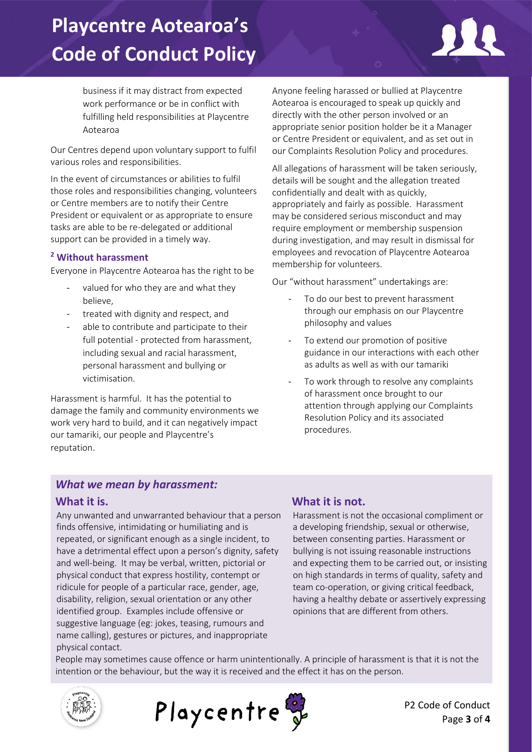business if it may distract from expected work performance or be in conflict with fulfilling held responsibilities at Playcentre Aotearoa

Our Centres depend upon voluntary support to fulfil various roles and responsibilities.

In the event of circumstances or abilities to fulfil those roles and responsibilities changing, volunteers or Centre members are to notify their Centre President or equivalent or as appropriate to ensure tasks are able to be re-delegated or additional support can be provided in a timely way.

### [2] Without harassment

Everyone in Playcentre Aotearoa has the right to be

- valued for who they are and what they believe,
- treated with dignity and respect, and
- able to contribute and participate to their full potential - protected from harassment, including sexual and racial harassment, personal harassment and bullying or victimisation.

Harassment is harmful. It has the potential to damage the family and community environments we work very hard to build, and it can negatively impact our tamariki, our people and Playcentre's reputation.

Anyone feeling harassed or bullied at Playcentre Aotearoa is encouraged to speak up quickly and directly with the other person involved or an appropriate senior position holder be it a Manager or Centre President or equivalent, and as set out in our Complaints Resolution Policy and procedures.

All allegations of harassment will be taken seriously, details will be sought and the allegation treated confidentially and dealt with as quickly, appropriately and fairly as possible. Harassment may be considered serious misconduct and may require employment or membership suspension during investigation, and may result in dismissal for employees and revocation of Playcentre Aotearoa membership for volunteers.

Our "without harassment" undertakings are:

- To do our best to prevent harassment through our emphasis on our Playcentre philosophy and values
- To extend our promotion of positive guidance in our interactions with each other as adults as well as with our tamariki
- To work through to resolve any complaints of harassment once brought to our attention through applying our Complaints Resolution Policy and its associated procedures.

### *What we mean by harassment:*

#### What it is.

Any unwanted and unwarranted behaviour that a person finds offensive, intimidating or humiliating and is repeated, or significant enough as a single incident, to have a detrimental effect upon a person's dignity, safety and well-being. It may be verbal, written, pictorial or physical conduct that express hostility, contempt or ridicule for people of a particular race, gender, age, disability, religion, sexual orientation or any other identified group. Examples include offensive or suggestive language (eg: jokes, teasing, rumours and name calling), gestures or pictures, and inappropriate physical contact.

#### What it is not.

Harassment is not the occasional compliment or a developing friendship, sexual or otherwise, between consenting parties. Harassment or bullying is not issuing reasonable instructions and expecting them to be carried out, or insisting on high standards in terms of quality, safety and team co-operation, or giving critical feedback, having a healthy debate or assertively expressing opinions that are different from others.

People may sometimes cause offence or harm unintentionally. A principle of harassment is that it is not the intention or the behaviour, but the way it is received and the effect it has on the person.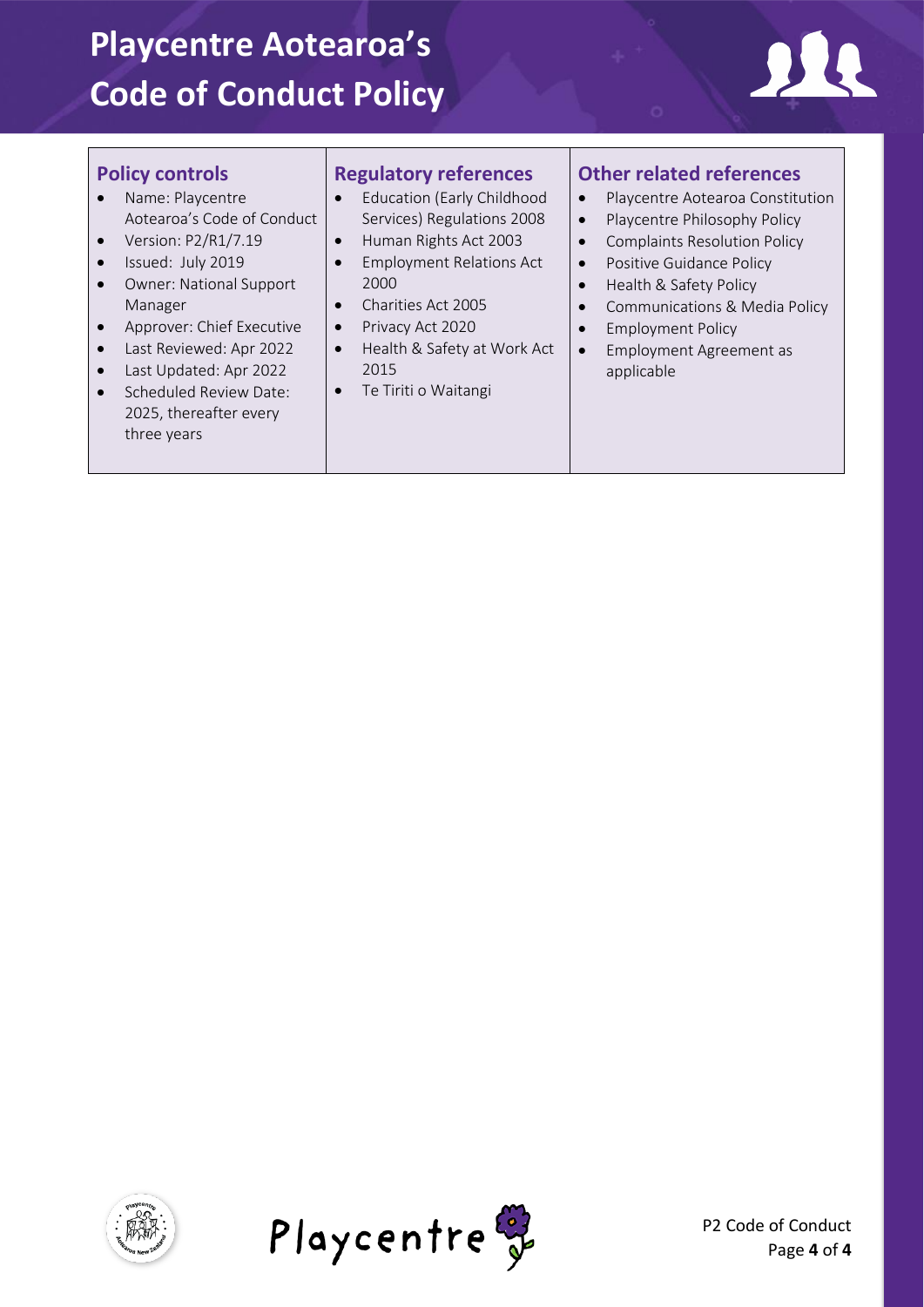# Playcentre Aotearoa's Code of Conduct Policy

### Policy controls

- Name: Playcentre Aotearoa's Code of Conduct
- Version: P2/R1/7.19
- Issued: July 2019
- Owner: National Support Manager
- Approver: Chief Executive
- Last Reviewed: Apr 2022
- Last Updated: Apr 2022
- Scheduled Review Date: 2025, thereafter every three years

### Regulatory references

- Education (Early Childhood Services) Regulations 2008
- Human Rights Act 2003
- Employment Relations Act 2000
- Charities Act 2005
- Privacy Act 2020
- Health & Safety at Work Act 2015
- Te Tiriti o Waitangi

### Other related references

- Playcentre Aotearoa Constitution
- Playcentre Philosophy Policy
- Complaints Resolution Policy
- Positive Guidance Policy
- Health & Safety Policy
- Communications & Media Policy
- Employment Policy
- Employment Agreement as applicable